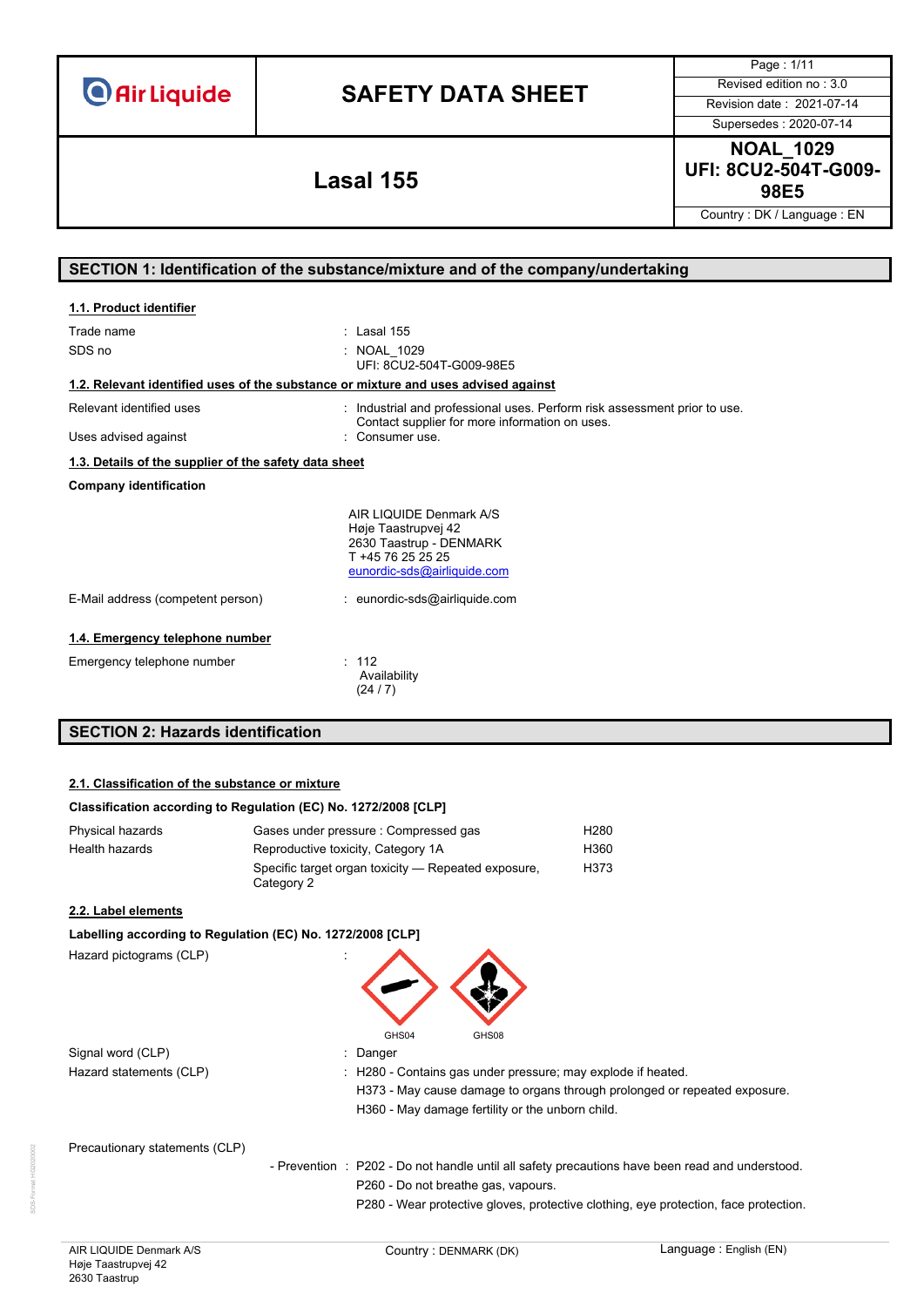# SAFETY DATA SHEET

| Air Liquide | SAFETY DATA SHEET | Page : 1/11 |
|---|---|---|
| | | Revised edition no : 3.0 |
| | | Revision date : 2021-07-14 |
| | | Supersedes : 2020-07-14 |
| | **Lasal 155** | **NOAL_1029 UFI: 8CU2-504T-G009-98E5** |
| | | Country : DK / Language : EN |

## SECTION 1: Identification of the substance/mixture and of the company/undertaking

### 1.1. Product identifier

Trade name : Lasal 155

SDS no : NOAL_1029
UFI: 8CU2-504T-G009-98E5

### 1.2. Relevant identified uses of the substance or mixture and uses advised against

Relevant identified uses : Industrial and professional uses. Perform risk assessment prior to use. Contact supplier for more information on uses.

Uses advised against : Consumer use.

### 1.3. Details of the supplier of the safety data sheet

**Company identification**

AIR LIQUIDE Denmark A/S
Høje Taastrupvej 42
2630 Taastrup - DENMARK
T +45 76 25 25 25
eunordic-sds@airliquide.com

E-Mail address (competent person) : eunordic-sds@airliquide.com

### 1.4. Emergency telephone number

Emergency telephone number : 112
Availability
(24 / 7)

## SECTION 2: Hazards identification

### 2.1. Classification of the substance or mixture

**Classification according to Regulation (EC) No. 1272/2008 [CLP]**

| | | |
|---|---|---|
| Physical hazards | Gases under pressure : Compressed gas | H280 |
| Health hazards | Reproductive toxicity, Category 1A | H360 |
| | Specific target organ toxicity — Repeated exposure, Category 2 | H373 |

### 2.2. Label elements

**Labelling according to Regulation (EC) No. 1272/2008 [CLP]**

Hazard pictograms (CLP) :

GHS04 GHS08

Signal word (CLP) : Danger

Hazard statements (CLP) : H280 - Contains gas under pressure; may explode if heated.
H373 - May cause damage to organs through prolonged or repeated exposure.
H360 - May damage fertility or the unborn child.

Precautionary statements (CLP)

- Prevention : P202 - Do not handle until all safety precautions have been read and understood.
P260 - Do not breathe gas, vapours.
P280 - Wear protective gloves, protective clothing, eye protection, face protection.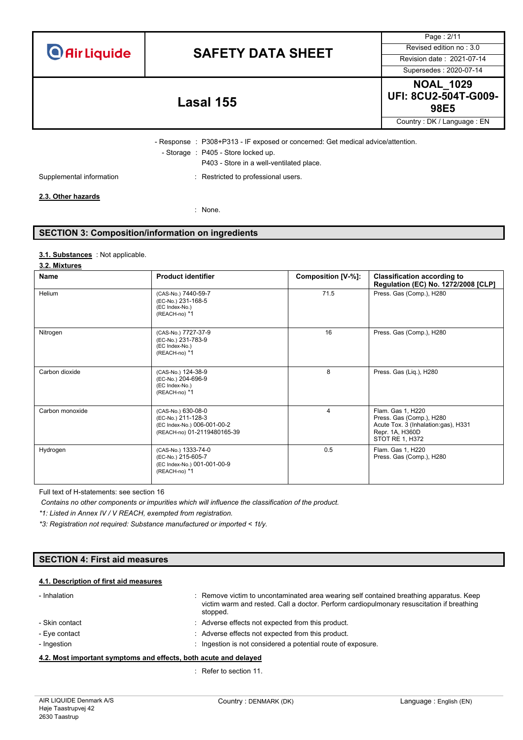- Response : P308+P313 - IF exposed or concerned: Get medical advice/attention.
- Storage : P405 - Store locked up.
  P403 - Store in a well-ventilated place.

Supplemental information : Restricted to professional users.

**2.3. Other hazards**

: None.

## SECTION 3: Composition/information on ingredients

**3.1. Substances** : Not applicable.

**3.2. Mixtures**

| Name | Product identifier | Composition [V-%]: | Classification according to Regulation (EC) No. 1272/2008 [CLP] |
|---|---|---|---|
| Helium | (CAS-No.) 7440-59-7<br>(EC-No.) 231-168-5<br>(EC Index-No.)<br>(REACH-no) *1 | 71.5 | Press. Gas (Comp.), H280 |
| Nitrogen | (CAS-No.) 7727-37-9<br>(EC-No.) 231-783-9<br>(EC Index-No.)<br>(REACH-no) *1 | 16 | Press. Gas (Comp.), H280 |
| Carbon dioxide | (CAS-No.) 124-38-9<br>(EC-No.) 204-696-9<br>(EC Index-No.)<br>(REACH-no) *1 | 8 | Press. Gas (Liq.), H280 |
| Carbon monoxide | (CAS-No.) 630-08-0<br>(EC-No.) 211-128-3<br>(EC Index-No.) 006-001-00-2<br>(REACH-no) 01-2119480165-39 | 4 | Flam. Gas 1, H220<br>Press. Gas (Comp.), H280<br>Acute Tox. 3 (Inhalation:gas), H331<br>Repr. 1A, H360D<br>STOT RE 1, H372 |
| Hydrogen | (CAS-No.) 1333-74-0<br>(EC-No.) 215-605-7<br>(EC Index-No.) 001-001-00-9<br>(REACH-no) *1 | 0.5 | Flam. Gas 1, H220<br>Press. Gas (Comp.), H280 |

Full text of H-statements: see section 16

*Contains no other components or impurities which will influence the classification of the product.*

*\*1: Listed in Annex IV / V REACH, exempted from registration.*

*\*3: Registration not required: Substance manufactured or imported < 1t/y.*

## SECTION 4: First aid measures

**4.1. Description of first aid measures**

- Inhalation : Remove victim to uncontaminated area wearing self contained breathing apparatus. Keep victim warm and rested. Call a doctor. Perform cardiopulmonary resuscitation if breathing stopped.
- Skin contact : Adverse effects not expected from this product.
- Eye contact : Adverse effects not expected from this product.
- Ingestion : Ingestion is not considered a potential route of exposure.

**4.2. Most important symptoms and effects, both acute and delayed**

: Refer to section 11.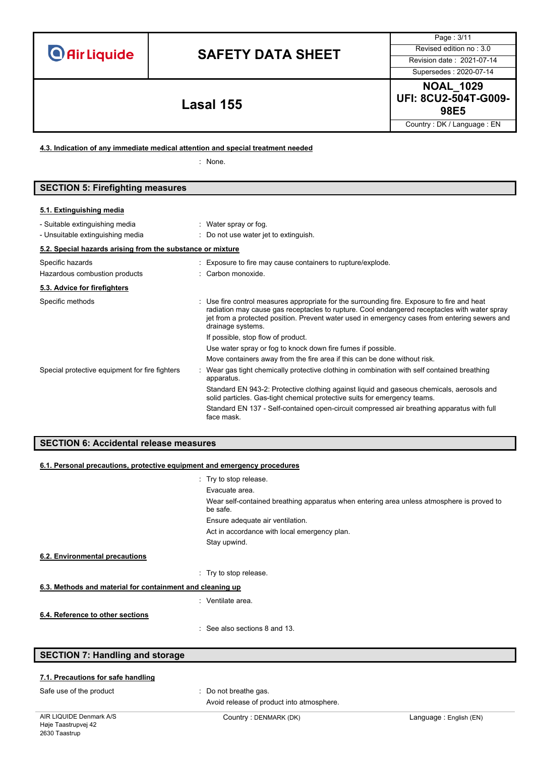#### 4.3. Indication of any immediate medical attention and special treatment needed

: None.

## SECTION 5: Firefighting measures

#### 5.1. Extinguishing media

| | |
|---|---|
| - Suitable extinguishing media | : Water spray or fog. |
| - Unsuitable extinguishing media | : Do not use water jet to extinguish. |

#### 5.2. Special hazards arising from the substance or mixture

| | |
|---|---|
| Specific hazards | : Exposure to fire may cause containers to rupture/explode. |
| Hazardous combustion products | : Carbon monoxide. |

#### 5.3. Advice for firefighters

Specific methods
: Use fire control measures appropriate for the surrounding fire. Exposure to fire and heat radiation may cause gas receptacles to rupture. Cool endangered receptacles with water spray jet from a protected position. Prevent water used in emergency cases from entering sewers and drainage systems.

If possible, stop flow of product.

Use water spray or fog to knock down fire fumes if possible.

Move containers away from the fire area if this can be done without risk.

Special protective equipment for fire fighters
: Wear gas tight chemically protective clothing in combination with self contained breathing apparatus.

Standard EN 943-2: Protective clothing against liquid and gaseous chemicals, aerosols and solid particles. Gas-tight chemical protective suits for emergency teams.

Standard EN 137 - Self-contained open-circuit compressed air breathing apparatus with full face mask.

## SECTION 6: Accidental release measures

#### 6.1. Personal precautions, protective equipment and emergency procedures

: Try to stop release.

Evacuate area.

Wear self-contained breathing apparatus when entering area unless atmosphere is proved to be safe.

Ensure adequate air ventilation.

Act in accordance with local emergency plan.

Stay upwind.

#### 6.2. Environmental precautions

: Try to stop release.

#### 6.3. Methods and material for containment and cleaning up

: Ventilate area.

#### 6.4. Reference to other sections

: See also sections 8 and 13.

## SECTION 7: Handling and storage

#### 7.1. Precautions for safe handling

Safe use of the product
: Do not breathe gas.

Avoid release of product into atmosphere.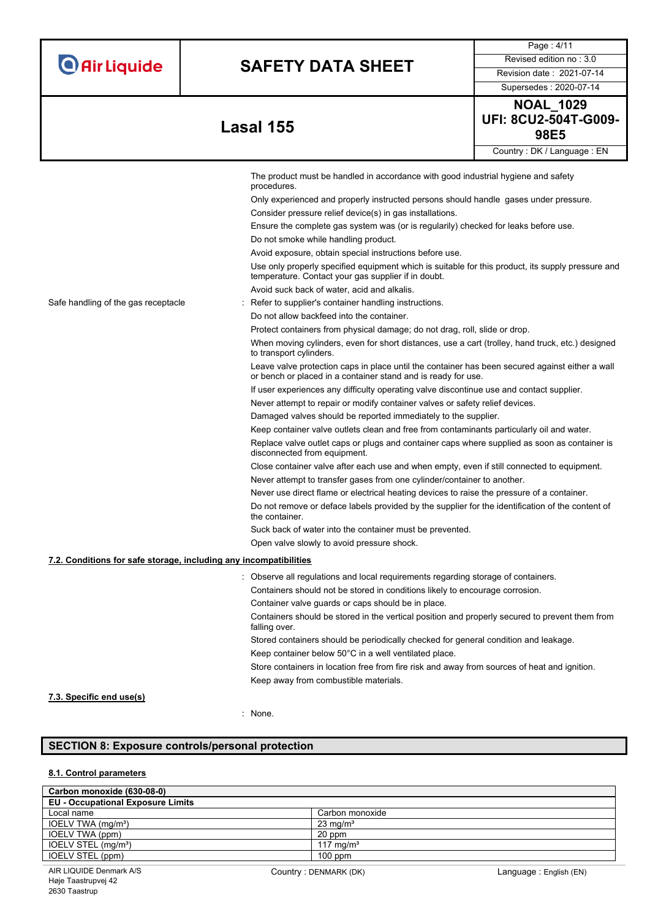The product must be handled in accordance with good industrial hygiene and safety procedures.

Only experienced and properly instructed persons should handle gases under pressure.

Consider pressure relief device(s) in gas installations.

Ensure the complete gas system was (or is regularily) checked for leaks before use.

Do not smoke while handling product.

Avoid exposure, obtain special instructions before use.

Use only properly specified equipment which is suitable for this product, its supply pressure and temperature. Contact your gas supplier if in doubt.

Avoid suck back of water, acid and alkalis.

Safe handling of the gas receptacle : Refer to supplier's container handling instructions.

Do not allow backfeed into the container.

Protect containers from physical damage; do not drag, roll, slide or drop.

When moving cylinders, even for short distances, use a cart (trolley, hand truck, etc.) designed to transport cylinders.

Leave valve protection caps in place until the container has been secured against either a wall or bench or placed in a container stand and is ready for use.

If user experiences any difficulty operating valve discontinue use and contact supplier.

Never attempt to repair or modify container valves or safety relief devices.

Damaged valves should be reported immediately to the supplier.

Keep container valve outlets clean and free from contaminants particularly oil and water.

Replace valve outlet caps or plugs and container caps where supplied as soon as container is disconnected from equipment.

Close container valve after each use and when empty, even if still connected to equipment.

Never attempt to transfer gases from one cylinder/container to another.

Never use direct flame or electrical heating devices to raise the pressure of a container.

Do not remove or deface labels provided by the supplier for the identification of the content of the container.

Suck back of water into the container must be prevented.

Open valve slowly to avoid pressure shock.

### 7.2. Conditions for safe storage, including any incompatibilities

: Observe all regulations and local requirements regarding storage of containers.

Containers should not be stored in conditions likely to encourage corrosion.

Container valve guards or caps should be in place.

Containers should be stored in the vertical position and properly secured to prevent them from falling over.

Stored containers should be periodically checked for general condition and leakage.

Keep container below 50°C in a well ventilated place.

Store containers in location free from fire risk and away from sources of heat and ignition.

Keep away from combustible materials.

### 7.3. Specific end use(s)

: None.

## SECTION 8: Exposure controls/personal protection

### 8.1. Control parameters

| Carbon monoxide (630-08-0) | |
|---|---|
| **EU - Occupational Exposure Limits** | |
| Local name | Carbon monoxide |
| IOELV TWA (mg/m³) | 23 mg/m³ |
| IOELV TWA (ppm) | 20 ppm |
| IOELV STEL (mg/m³) | 117 mg/m³ |
| IOELV STEL (ppm) | 100 ppm |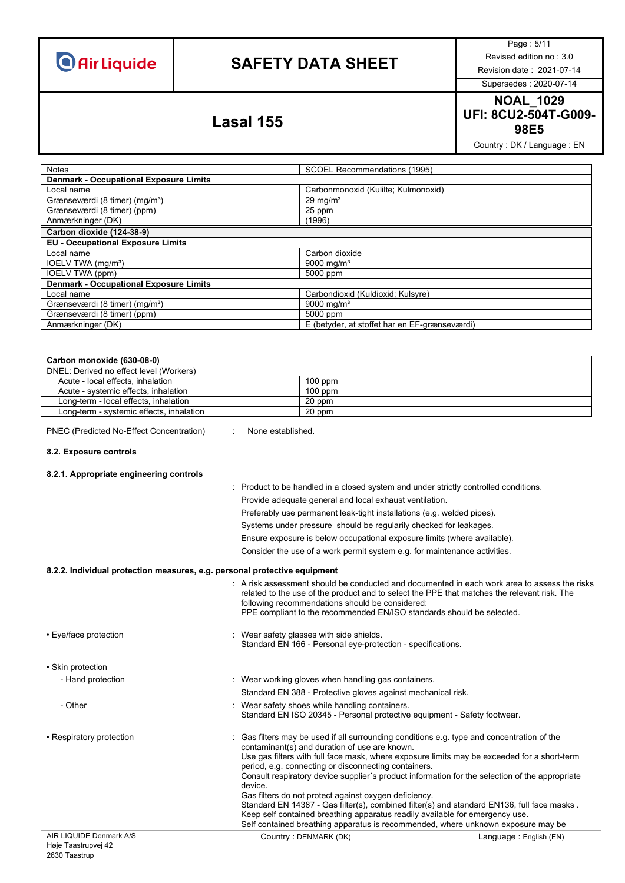| Notes | SCOEL Recommendations (1995) |
|---|---|
| **Denmark - Occupational Exposure Limits** | |
| Local name | Carbonmonoxid (Kulilte; Kulmonoxid) |
| Grænseværdi (8 timer) (mg/m³) | 29 mg/m³ |
| Grænseværdi (8 timer) (ppm) | 25 ppm |
| Anmærkninger (DK) | (1996) |
| **Carbon dioxide (124-38-9)** | |
| **EU - Occupational Exposure Limits** | |
| Local name | Carbon dioxide |
| IOELV TWA (mg/m³) | 9000 mg/m³ |
| IOELV TWA (ppm) | 5000 ppm |
| **Denmark - Occupational Exposure Limits** | |
| Local name | Carbondioxid (Kuldioxid; Kulsyre) |
| Grænseværdi (8 timer) (mg/m³) | 9000 mg/m³ |
| Grænseværdi (8 timer) (ppm) | 5000 ppm |
| Anmærkninger (DK) | E (betyder, at stoffet har en EF-grænseværdi) |

| **Carbon monoxide (630-08-0)** | |
|---|---|
| DNEL: Derived no effect level (Workers) | |
| Acute - local effects, inhalation | 100 ppm |
| Acute - systemic effects, inhalation | 100 ppm |
| Long-term - local effects, inhalation | 20 ppm |
| Long-term - systemic effects, inhalation | 20 ppm |

PNEC (Predicted No-Effect Concentration) : None established.

### 8.2. Exposure controls

#### 8.2.1. Appropriate engineering controls

: Product to be handled in a closed system and under strictly controlled conditions.
Provide adequate general and local exhaust ventilation.
Preferably use permanent leak-tight installations (e.g. welded pipes).
Systems under pressure should be regularly checked for leakages.
Ensure exposure is below occupational exposure limits (where available).
Consider the use of a work permit system e.g. for maintenance activities.

#### 8.2.2. Individual protection measures, e.g. personal protective equipment

: A risk assessment should be conducted and documented in each work area to assess the risks related to the use of the product and to select the PPE that matches the relevant risk. The following recommendations should be considered:
PPE compliant to the recommended EN/ISO standards should be selected.

- Eye/face protection : Wear safety glasses with side shields.
Standard EN 166 - Personal eye-protection - specifications.

- Skin protection
  - Hand protection : Wear working gloves when handling gas containers.
Standard EN 388 - Protective gloves against mechanical risk.
  - Other : Wear safety shoes while handling containers.
Standard EN ISO 20345 - Personal protective equipment - Safety footwear.

- Respiratory protection : Gas filters may be used if all surrounding conditions e.g. type and concentration of the contaminant(s) and duration of use are known.
Use gas filters with full face mask, where exposure limits may be exceeded for a short-term period, e.g. connecting or disconnecting containers.
Consult respiratory device supplier´s product information for the selection of the appropriate device.
Gas filters do not protect against oxygen deficiency.
Standard EN 14387 - Gas filter(s), combined filter(s) and standard EN136, full face masks .
Keep self contained breathing apparatus readily available for emergency use.
Self contained breathing apparatus is recommended, where unknown exposure may be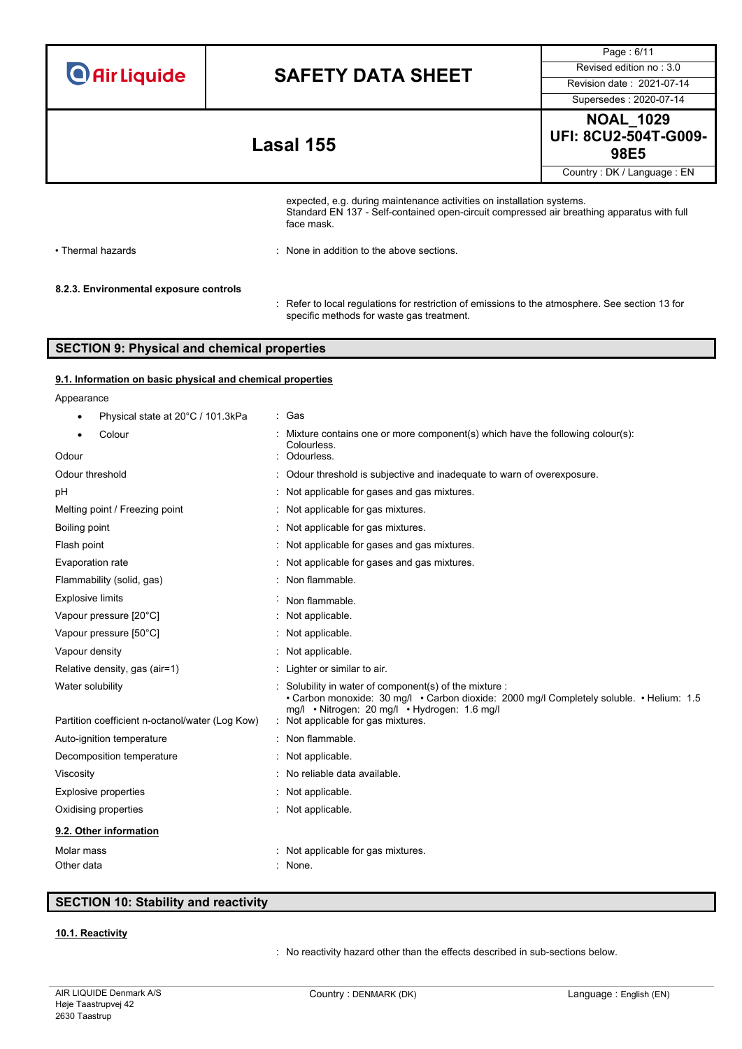expected, e.g. during maintenance activities on installation systems.
Standard EN 137 - Self-contained open-circuit compressed air breathing apparatus with full face mask.

• Thermal hazards : None in addition to the above sections.

**8.2.3. Environmental exposure controls**

: Refer to local regulations for restriction of emissions to the atmosphere. See section 13 for specific methods for waste gas treatment.

## SECTION 9: Physical and chemical properties

### 9.1. Information on basic physical and chemical properties

Appearance

- Physical state at 20°C / 101.3kPa : Gas
- Colour : Mixture contains one or more component(s) which have the following colour(s): Colourless.

| Property | Value |
|---|---|
| Odour | Odourless. |
| Odour threshold | Odour threshold is subjective and inadequate to warn of overexposure. |
| pH | Not applicable for gases and gas mixtures. |
| Melting point / Freezing point | Not applicable for gas mixtures. |
| Boiling point | Not applicable for gas mixtures. |
| Flash point | Not applicable for gases and gas mixtures. |
| Evaporation rate | Not applicable for gases and gas mixtures. |
| Flammability (solid, gas) | Non flammable. |
| Explosive limits | Non flammable. |
| Vapour pressure [20°C] | Not applicable. |
| Vapour pressure [50°C] | Not applicable. |
| Vapour density | Not applicable. |
| Relative density, gas (air=1) | Lighter or similar to air. |
| Water solubility | Solubility in water of component(s) of the mixture : • Carbon monoxide: 30 mg/l • Carbon dioxide: 2000 mg/l Completely soluble. • Helium: 1.5 mg/l • Nitrogen: 20 mg/l • Hydrogen: 1.6 mg/l |
| Partition coefficient n-octanol/water (Log Kow) | Not applicable for gas mixtures. |
| Auto-ignition temperature | Non flammable. |
| Decomposition temperature | Not applicable. |
| Viscosity | No reliable data available. |
| Explosive properties | Not applicable. |
| Oxidising properties | Not applicable. |

### 9.2. Other information

| Property | Value |
|---|---|
| Molar mass | Not applicable for gas mixtures. |
| Other data | None. |

## SECTION 10: Stability and reactivity

### 10.1. Reactivity

: No reactivity hazard other than the effects described in sub-sections below.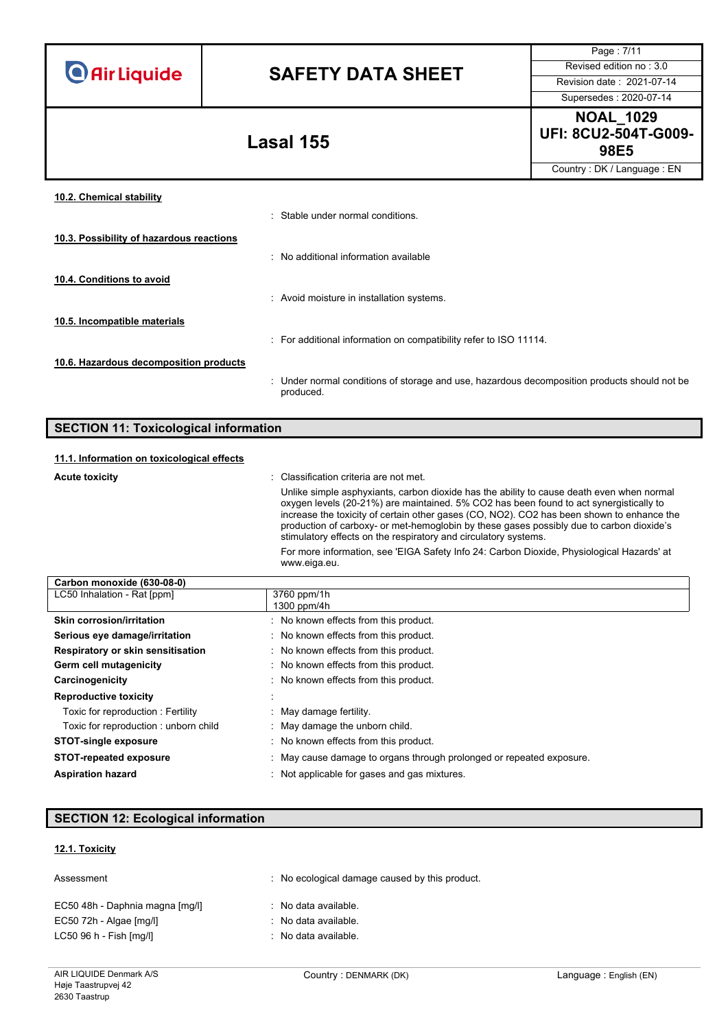#### 10.2. Chemical stability

: Stable under normal conditions.

#### 10.3. Possibility of hazardous reactions

: No additional information available

#### 10.4. Conditions to avoid

: Avoid moisture in installation systems.

#### 10.5. Incompatible materials

: For additional information on compatibility refer to ISO 11114.

#### 10.6. Hazardous decomposition products

: Under normal conditions of storage and use, hazardous decomposition products should not be produced.

## SECTION 11: Toxicological information

#### 11.1. Information on toxicological effects

**Acute toxicity** : Classification criteria are not met.

Unlike simple asphyxiants, carbon dioxide has the ability to cause death even when normal oxygen levels (20-21%) are maintained. 5% CO2 has been found to act synergistically to increase the toxicity of certain other gases (CO, NO2). CO2 has been shown to enhance the production of carboxy- or met-hemoglobin by these gases possibly due to carbon dioxide's stimulatory effects on the respiratory and circulatory systems.

For more information, see 'EIGA Safety Info 24: Carbon Dioxide, Physiological Hazards' at www.eiga.eu.

| Carbon monoxide (630-08-0) | |
|---|---|
| LC50 Inhalation - Rat [ppm] | 3760 ppm/1h<br>1300 ppm/4h |

**Skin corrosion/irritation** : No known effects from this product.

**Serious eye damage/irritation** : No known effects from this product.

**Respiratory or skin sensitisation** : No known effects from this product.

**Germ cell mutagenicity** : No known effects from this product.

**Carcinogenicity** : No known effects from this product.

**Reproductive toxicity** :

Toxic for reproduction : Fertility : May damage fertility.

Toxic for reproduction : unborn child : May damage the unborn child.

**STOT-single exposure** : No known effects from this product.

**STOT-repeated exposure** : May cause damage to organs through prolonged or repeated exposure.

**Aspiration hazard** : Not applicable for gases and gas mixtures.

## SECTION 12: Ecological information

#### 12.1. Toxicity

Assessment : No ecological damage caused by this product.

EC50 48h - Daphnia magna [mg/l] : No data available.

EC50 72h - Algae [mg/l] : No data available.

LC50 96 h - Fish [mg/l] : No data available.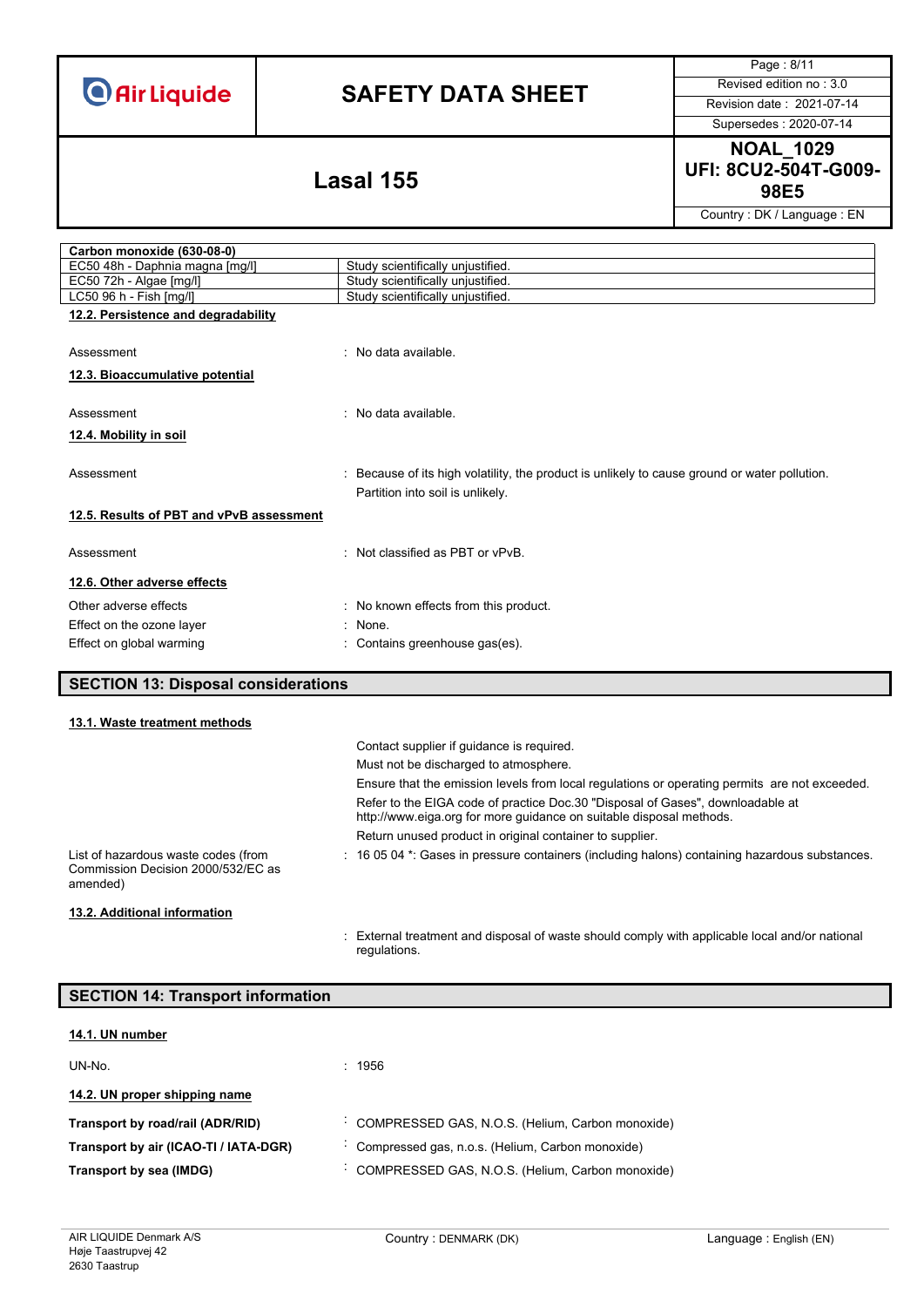| Carbon monoxide (630-08-0) | |
|---|---|
| EC50 48h - Daphnia magna [mg/l] | Study scientifically unjustified. |
| EC50 72h - Algae [mg/l] | Study scientifically unjustified. |
| LC50 96 h - Fish [mg/l] | Study scientifically unjustified. |

### 12.2. Persistence and degradability

Assessment : No data available.

### 12.3. Bioaccumulative potential

Assessment : No data available.

### 12.4. Mobility in soil

Assessment : Because of its high volatility, the product is unlikely to cause ground or water pollution. Partition into soil is unlikely.

### 12.5. Results of PBT and vPvB assessment

Assessment : Not classified as PBT or vPvB.

### 12.6. Other adverse effects

Other adverse effects : No known effects from this product.

Effect on the ozone layer : None.

Effect on global warming : Contains greenhouse gas(es).

## SECTION 13: Disposal considerations

### 13.1. Waste treatment methods

Contact supplier if guidance is required.

Must not be discharged to atmosphere.

Ensure that the emission levels from local regulations or operating permits are not exceeded.

Refer to the EIGA code of practice Doc.30 "Disposal of Gases", downloadable at http://www.eiga.org for more guidance on suitable disposal methods.

Return unused product in original container to supplier.

List of hazardous waste codes (from Commission Decision 2000/532/EC as amended) : 16 05 04 *: Gases in pressure containers (including halons) containing hazardous substances.

### 13.2. Additional information

: External treatment and disposal of waste should comply with applicable local and/or national regulations.

## SECTION 14: Transport information

### 14.1. UN number

UN-No. : 1956

### 14.2. UN proper shipping name

**Transport by road/rail (ADR/RID)** : COMPRESSED GAS, N.O.S. (Helium, Carbon monoxide)

**Transport by air (ICAO-TI / IATA-DGR)** : Compressed gas, n.o.s. (Helium, Carbon monoxide)

**Transport by sea (IMDG)** : COMPRESSED GAS, N.O.S. (Helium, Carbon monoxide)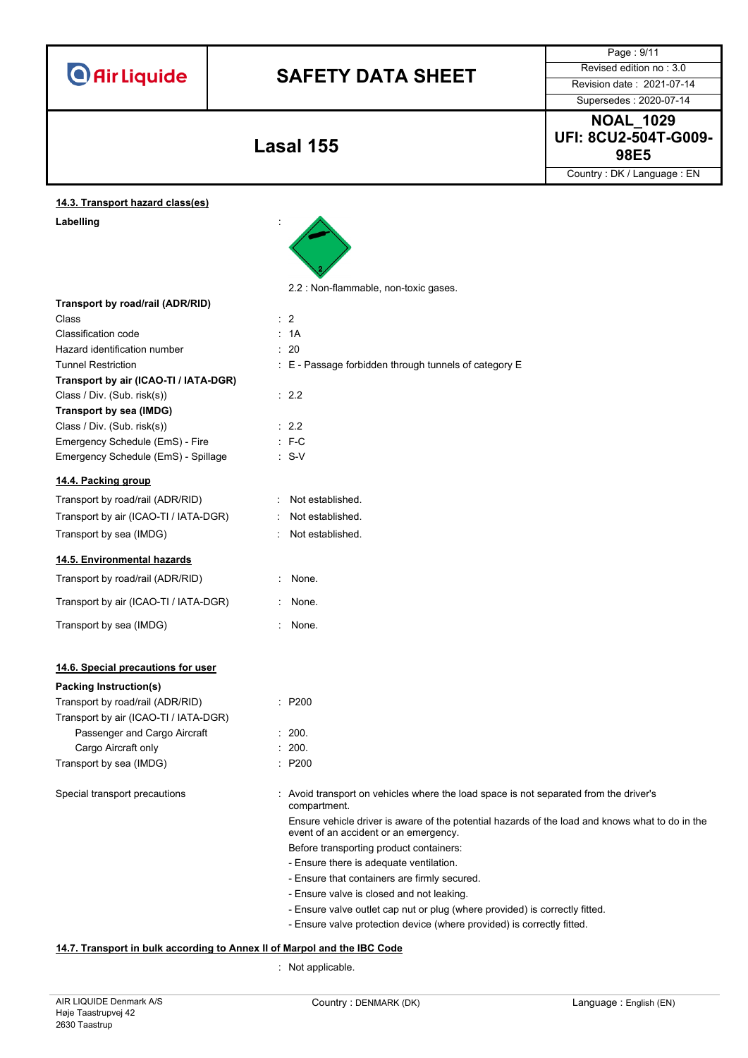### 14.3. Transport hazard class(es)

**Labelling** :

2.2 : Non-flammable, non-toxic gases.

**Transport by road/rail (ADR/RID)**

| | |
|---|---|
| Class | : 2 |
| Classification code | : 1A |
| Hazard identification number | : 20 |
| Tunnel Restriction | : E - Passage forbidden through tunnels of category E |

**Transport by air (ICAO-TI / IATA-DGR)**

| | |
|---|---|
| Class / Div. (Sub. risk(s)) | : 2.2 |

**Transport by sea (IMDG)**

| | |
|---|---|
| Class / Div. (Sub. risk(s)) | : 2.2 |
| Emergency Schedule (EmS) - Fire | : F-C |
| Emergency Schedule (EmS) - Spillage | : S-V |

### 14.4. Packing group

| | |
|---|---|
| Transport by road/rail (ADR/RID) | : Not established. |
| Transport by air (ICAO-TI / IATA-DGR) | : Not established. |
| Transport by sea (IMDG) | : Not established. |

### 14.5. Environmental hazards

| | |
|---|---|
| Transport by road/rail (ADR/RID) | : None. |
| Transport by air (ICAO-TI / IATA-DGR) | : None. |
| Transport by sea (IMDG) | : None. |

### 14.6. Special precautions for user

**Packing Instruction(s)**

| | |
|---|---|
| Transport by road/rail (ADR/RID) | : P200 |
| Transport by air (ICAO-TI / IATA-DGR) | |
| Passenger and Cargo Aircraft | : 200. |
| Cargo Aircraft only | : 200. |
| Transport by sea (IMDG) | : P200 |

Special transport precautions : Avoid transport on vehicles where the load space is not separated from the driver's compartment.

Ensure vehicle driver is aware of the potential hazards of the load and knows what to do in the event of an accident or an emergency.

Before transporting product containers:

- Ensure there is adequate ventilation.
- Ensure that containers are firmly secured.
- Ensure valve is closed and not leaking.
- Ensure valve outlet cap nut or plug (where provided) is correctly fitted.
- Ensure valve protection device (where provided) is correctly fitted.

### 14.7. Transport in bulk according to Annex II of Marpol and the IBC Code

: Not applicable.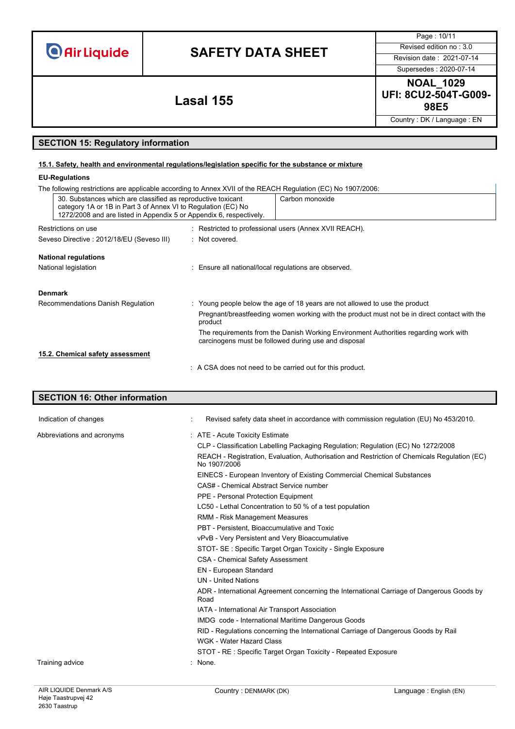## SECTION 15: Regulatory information

### 15.1. Safety, health and environmental regulations/legislation specific for the substance or mixture

**EU-Regulations**

The following restrictions are applicable according to Annex XVII of the REACH Regulation (EC) No 1907/2006:

| | |
|---|---|
| 30. Substances which are classified as reproductive toxicant category 1A or 1B in Part 3 of Annex VI to Regulation (EC) No 1272/2008 and are listed in Appendix 5 or Appendix 6, respectively. | Carbon monoxide |

Restrictions on use : Restricted to professional users (Annex XVII REACH).

Seveso Directive : 2012/18/EU (Seveso III) : Not covered.

**National regulations**

National legislation : Ensure all national/local regulations are observed.

**Denmark**

Recommendations Danish Regulation : Young people below the age of 18 years are not allowed to use the product

Pregnant/breastfeeding women working with the product must not be in direct contact with the product

The requirements from the Danish Working Environment Authorities regarding work with carcinogens must be followed during use and disposal

### 15.2. Chemical safety assessment

: A CSA does not need to be carried out for this product.

## SECTION 16: Other information

Indication of changes : Revised safety data sheet in accordance with commission regulation (EU) No 453/2010.

Abbreviations and acronyms :
- ATE - Acute Toxicity Estimate
- CLP - Classification Labelling Packaging Regulation; Regulation (EC) No 1272/2008
- REACH - Registration, Evaluation, Authorisation and Restriction of Chemicals Regulation (EC) No 1907/2006
- EINECS - European Inventory of Existing Commercial Chemical Substances
- CAS# - Chemical Abstract Service number
- PPE - Personal Protection Equipment
- LC50 - Lethal Concentration to 50 % of a test population
- RMM - Risk Management Measures
- PBT - Persistent, Bioaccumulative and Toxic
- vPvB - Very Persistent and Very Bioaccumulative
- STOT- SE : Specific Target Organ Toxicity - Single Exposure
- CSA - Chemical Safety Assessment
- EN - European Standard
- UN - United Nations
- ADR - International Agreement concerning the International Carriage of Dangerous Goods by Road
- IATA - International Air Transport Association
- IMDG code - International Maritime Dangerous Goods
- RID - Regulations concerning the International Carriage of Dangerous Goods by Rail
- WGK - Water Hazard Class
- STOT - RE : Specific Target Organ Toxicity - Repeated Exposure

Training advice : None.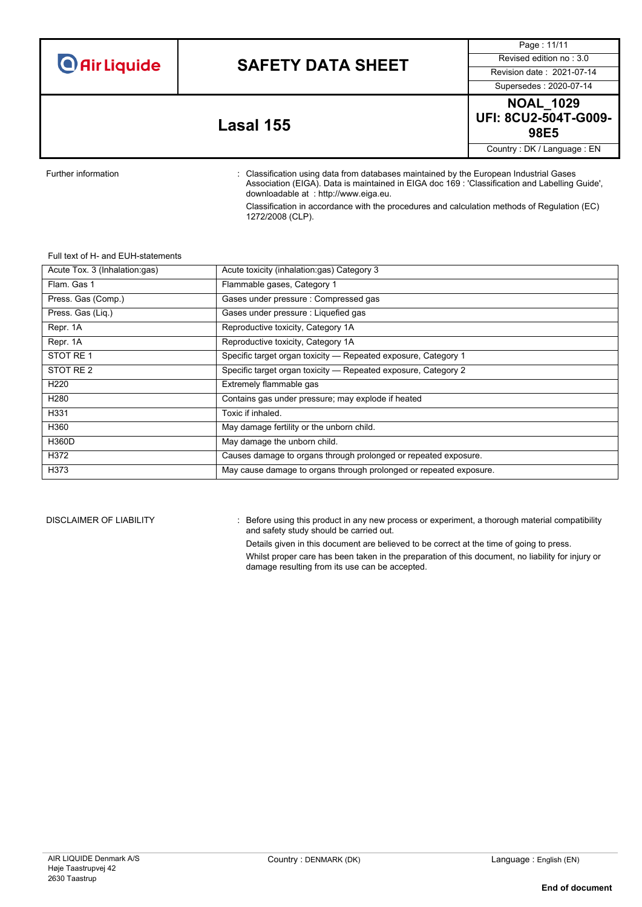Further information : Classification using data from databases maintained by the European Industrial Gases Association (EIGA). Data is maintained in EIGA doc 169 : 'Classification and Labelling Guide', downloadable at : http://www.eiga.eu.

Classification in accordance with the procedures and calculation methods of Regulation (EC) 1272/2008 (CLP).

Full text of H- and EUH-statements

| | |
|---|---|
| Acute Tox. 3 (Inhalation:gas) | Acute toxicity (inhalation:gas) Category 3 |
| Flam. Gas 1 | Flammable gases, Category 1 |
| Press. Gas (Comp.) | Gases under pressure : Compressed gas |
| Press. Gas (Liq.) | Gases under pressure : Liquefied gas |
| Repr. 1A | Reproductive toxicity, Category 1A |
| Repr. 1A | Reproductive toxicity, Category 1A |
| STOT RE 1 | Specific target organ toxicity — Repeated exposure, Category 1 |
| STOT RE 2 | Specific target organ toxicity — Repeated exposure, Category 2 |
| H220 | Extremely flammable gas |
| H280 | Contains gas under pressure; may explode if heated |
| H331 | Toxic if inhaled. |
| H360 | May damage fertility or the unborn child. |
| H360D | May damage the unborn child. |
| H372 | Causes damage to organs through prolonged or repeated exposure. |
| H373 | May cause damage to organs through prolonged or repeated exposure. |

DISCLAIMER OF LIABILITY : Before using this product in any new process or experiment, a thorough material compatibility and safety study should be carried out.

Details given in this document are believed to be correct at the time of going to press.

Whilst proper care has been taken in the preparation of this document, no liability for injury or damage resulting from its use can be accepted.

End of document